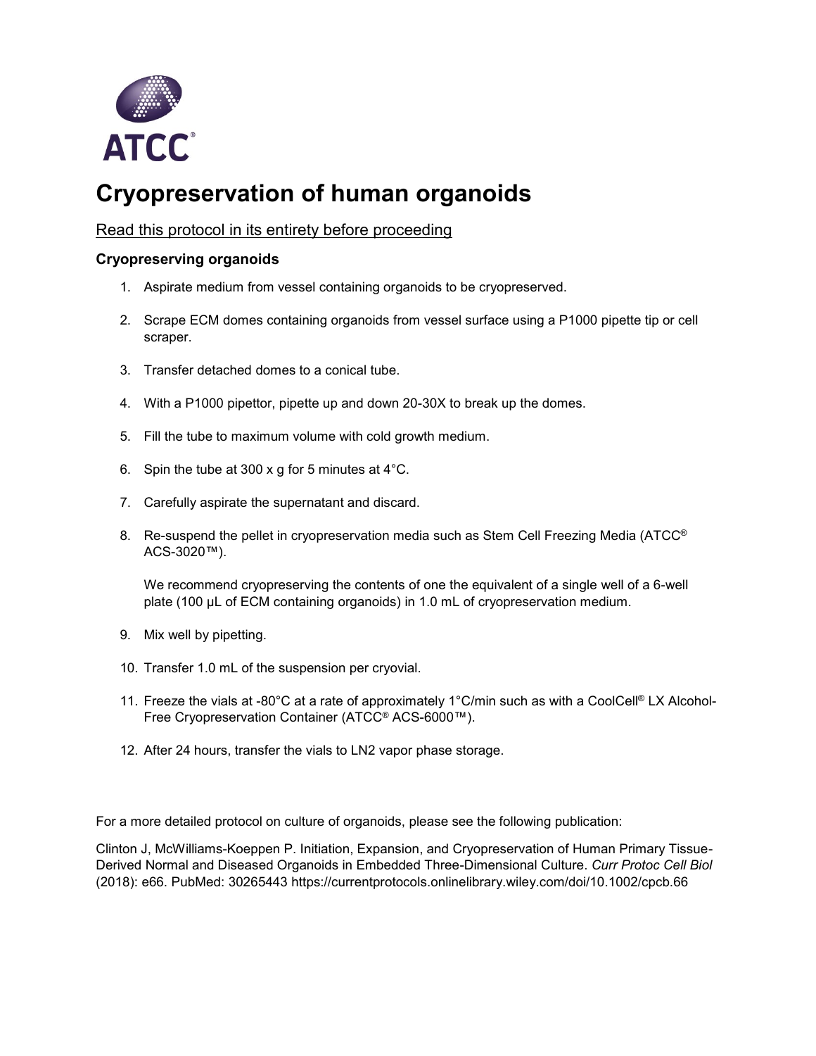ATCC®

# Cryopreservation of human organoids

Read this protocol in its entirety before proceeding

### Cryopreserving organoids

1. Aspirate medium from vessel containing organoids to be cryopreserved.

2. Scrape ECM domes containing organoids from vessel surface using a P1000 pipette tip or cell scraper.

3. Transfer detached domes to a conical tube.

4. With a P1000 pipettor, pipette up and down 20-30X to break up the domes.

5. Fill the tube to maximum volume with cold growth medium.

6. Spin the tube at 300 x g for 5 minutes at 4°C.

7. Carefully aspirate the supernatant and discard.

8. Re-suspend the pellet in cryopreservation media such as Stem Cell Freezing Media (ATCC® ACS-3020™).

   We recommend cryopreserving the contents of one the equivalent of a single well of a 6-well plate (100 µL of ECM containing organoids) in 1.0 mL of cryopreservation medium.

9. Mix well by pipetting.

10. Transfer 1.0 mL of the suspension per cryovial.

11. Freeze the vials at -80°C at a rate of approximately 1°C/min such as with a CoolCell® LX Alcohol-Free Cryopreservation Container (ATCC® ACS-6000™).

12. After 24 hours, transfer the vials to LN2 vapor phase storage.

For a more detailed protocol on culture of organoids, please see the following publication:

Clinton J, McWilliams-Koeppen P. Initiation, Expansion, and Cryopreservation of Human Primary Tissue-Derived Normal and Diseased Organoids in Embedded Three-Dimensional Culture. *Curr Protoc Cell Biol* (2018): e66. PubMed: 30265443 https://currentprotocols.onlinelibrary.wiley.com/doi/10.1002/cpcb.66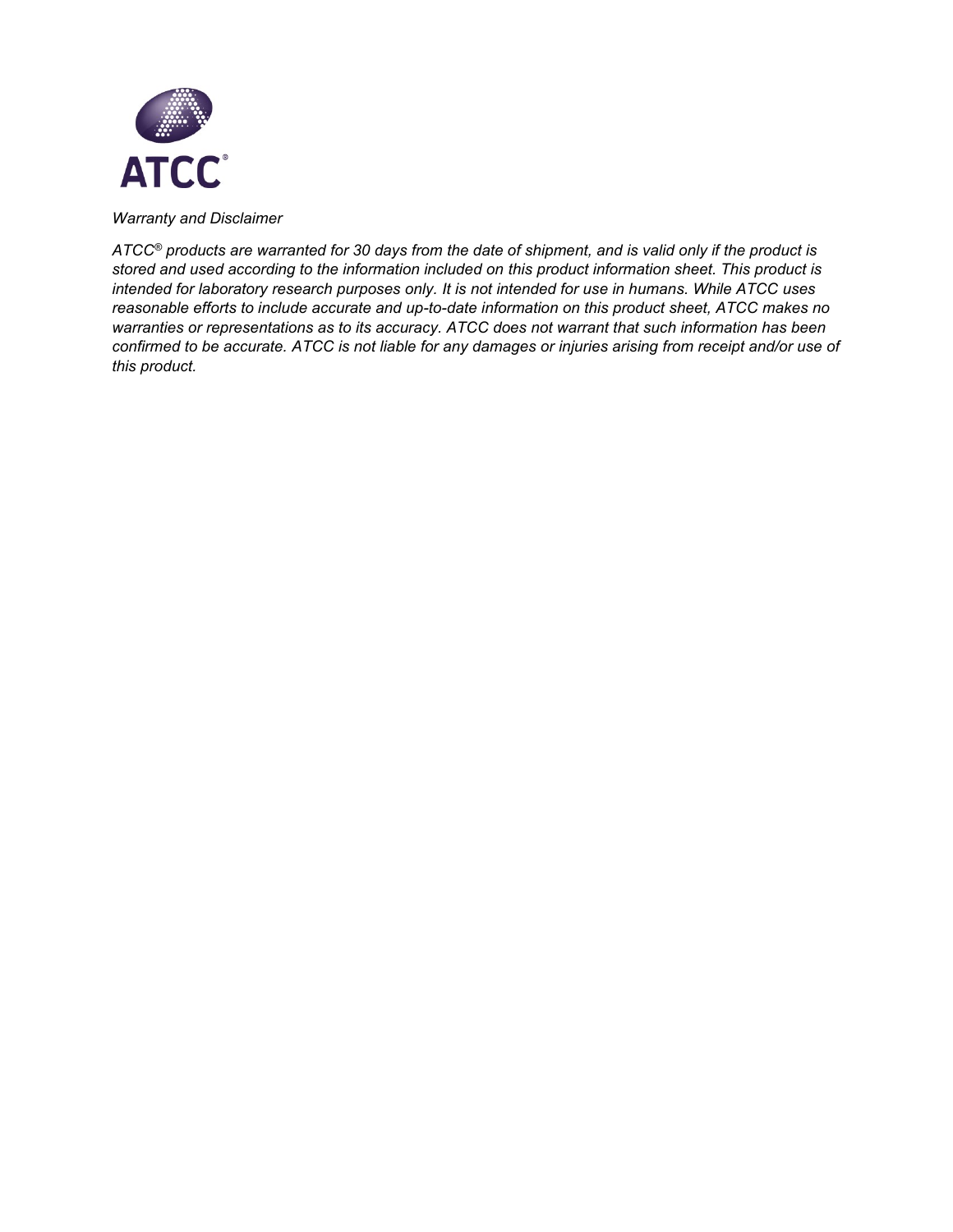ATCC

*Warranty and Disclaimer*

*ATCC® products are warranted for 30 days from the date of shipment, and is valid only if the product is stored and used according to the information included on this product information sheet. This product is intended for laboratory research purposes only. It is not intended for use in humans. While ATCC uses reasonable efforts to include accurate and up-to-date information on this product sheet, ATCC makes no warranties or representations as to its accuracy. ATCC does not warrant that such information has been confirmed to be accurate. ATCC is not liable for any damages or injuries arising from receipt and/or use of this product.*